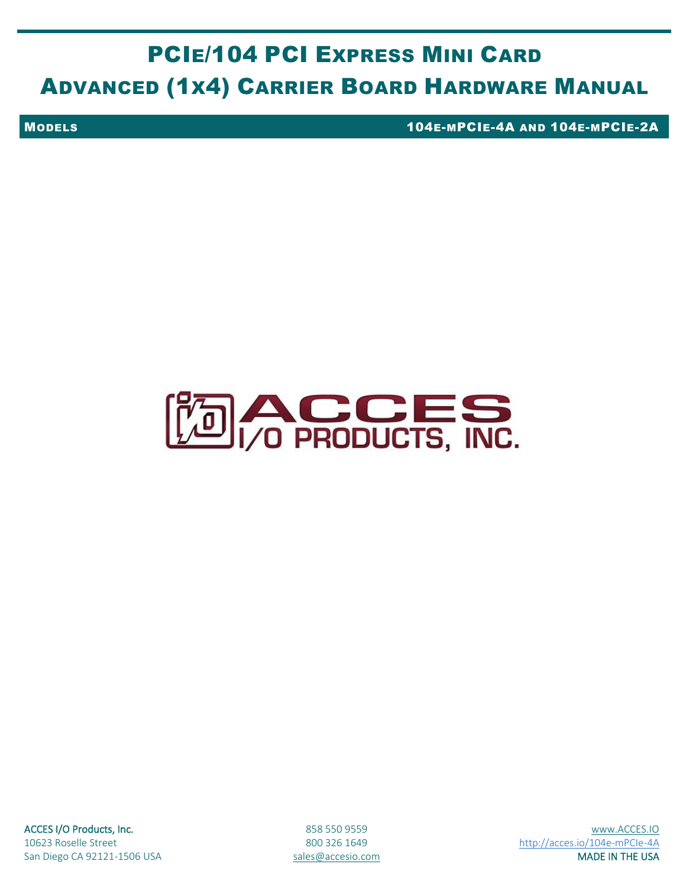# PCIe/104 PCI Express Mini Card Advanced (1x4) Carrier Board Hardware Manual

**Models** 104e-mPCIe-4A and 104e-mPCIe-2A

ACCES I/O PRODUCTS, INC.

ACCES I/O Products, Inc.
10623 Roselle Street
San Diego CA 92121-1506 USA

858 550 9559
800 326 1649
sales@accesio.com

www.ACCES.IO
http://acces.io/104e-mPCIe-4A
MADE IN THE USA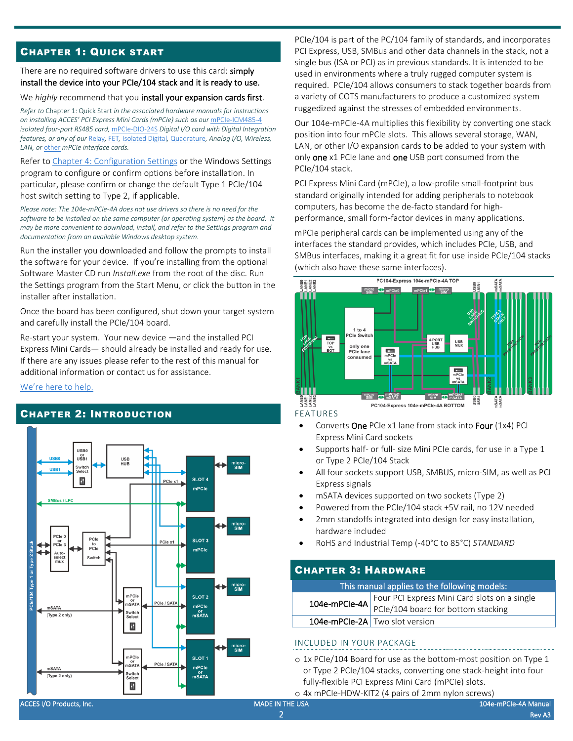## Chapter 1: Quick Start

There are no required software drivers to use this card: simply install the device into your PCIe/104 stack and it is ready to use.

We *highly* recommend that you install your expansion cards first.

*Refer to* Chapter 1: Quick Start *in the associated hardware manuals for instructions on installing ACCES' PCI Express Mini Cards (mPCIe) such as our* mPCIe-ICM485-4 *isolated four-port RS485 card,* mPCIe-DIO-24S *Digital I/O card with Digital Integration features, or any of our* Relay, FET, Isolated Digital, Quadrature, *Analog I/O, Wireless, LAN, or* other *mPCIe interface cards.*

Refer to Chapter 4: Configuration Settings or the Windows Settings program to configure or confirm options before installation. In particular, please confirm or change the default Type 1 PCIe/104 host switch setting to Type 2, if applicable.

*Please note: The 104e-mPCIe-4A does not use drivers so there is no need for the software to be installed on the same computer (or operating system) as the board. It may be more convenient to download, install, and refer to the Settings program and documentation from an available Windows desktop system.*

Run the installer you downloaded and follow the prompts to install the software for your device. If you're installing from the optional Software Master CD run *Install.exe* from the root of the disc. Run the Settings program from the Start Menu, or click the button in the installer after installation.

Once the board has been configured, shut down your target system and carefully install the PCIe/104 board.

Re-start your system. Your new device —and the installed PCI Express Mini Cards— should already be installed and ready for use. If there are any issues please refer to the rest of this manual for additional information or contact us for assistance.

We're here to help.

## Chapter 2: Introduction

PCIe/104 Type 1 or Type 2 Stack
USB0
USB1
USB0 or USB1 Switch Select
USB HUB
PCIe x1
SLOT 4 mPCIe
micro-SIM
SMBus / LPC
PCIe 0 or PCIe 3 Auto-select mux
PCIe to PCIe Switch
PCIe x1
SLOT 3 mPCIe
micro-SIM
mSATA (Type 2 only)
mPCIe or mSATA Switch Select
PCIe / SATA
SLOT 2 mPCIe or mSATA
micro-SIM
mSATA (Type 2 only)
mPCIe or mSATA Switch Select
PCIe / SATA
SLOT 1 mPCIe or mSATA
micro-SIM

PCIe/104 is part of the PC/104 family of standards, and incorporates PCI Express, USB, SMBus and other data channels in the stack, not a single bus (ISA or PCI) as in previous standards. It is intended to be used in environments where a truly rugged computer system is required. PCIe/104 allows consumers to stack together boards from a variety of COTS manufacturers to produce a customized system ruggedized against the stresses of embedded environments.

Our 104e-mPCIe-4A multiplies this flexibility by converting one stack position into four mPCIe slots. This allows several storage, WAN, LAN, or other I/O expansion cards to be added to your system with only **one** x1 PCIe lane and **one** USB port consumed from the PCIe/104 stack.

PCI Express Mini Card (mPCIe), a low-profile small-footprint bus standard originally intended for adding peripherals to notebook computers, has become the de-facto standard for high-performance, small form-factor devices in many applications.

mPCIe peripheral cards can be implemented using any of the interfaces the standard provides, which includes PCIe, USB, and SMBus interfaces, making it a great fit for use inside PCIe/104 stacks (which also have these same interfaces).

PC104-Express 104e-mPCIe-4A TOP
PC104-Express 104e-mPCIe-4A BOTTOM
LANE0 LANE1 LANE2 LANE3
micro SIM, mPCIe0, mPCIe1, micro SIM
USB0 USB1
mSATA mSATA
PCIe LANE SWITCHING
TOP vs BOT
1 to 4 PCIe Switch
only one PCIe lane consumed
mPCIe vs mSATA
4-PORT USB HUB
USB MUX
USB LANE SWITCHING
TYPE 2 STACK ONLY
PCIe PASS-THROUGH
PCIe PASS-THROUGH
BANK1, BANK2, BANK3
micro SIM, mPCIe2 mSATA, micro SIM, mPCIe3 mSATA

### Features

- Converts **One** PCIe x1 lane from stack into **Four** (1x4) PCI Express Mini Card sockets
- Supports half- or full- size Mini PCIe cards, for use in a Type 1 or Type 2 PCIe/104 Stack
- All four sockets support USB, SMBUS, micro-SIM, as well as PCI Express signals
- mSATA devices supported on two sockets (Type 2)
- Powered from the PCIe/104 stack +5V rail, no 12V needed
- 2mm standoffs integrated into design for easy installation, hardware included
- RoHS and Industrial Temp (-40°C to 85°C) *STANDARD*

## Chapter 3: Hardware

| This manual applies to the following models: | |
|---|---|
| 104e-mPCIe-4A | Four PCI Express Mini Card slots on a single PCIe/104 board for bottom stacking |
| 104e-mPCIe-2A | Two slot version |

### Included in Your Package

- 1x PCIe/104 Board for use as the bottom-most position on Type 1 or Type 2 PCIe/104 stacks, converting one stack-height into four fully-flexible PCI Express Mini Card (mPCIe) slots.
- 4x mPCIe-HDW-KIT2 (4 pairs of 2mm nylon screws)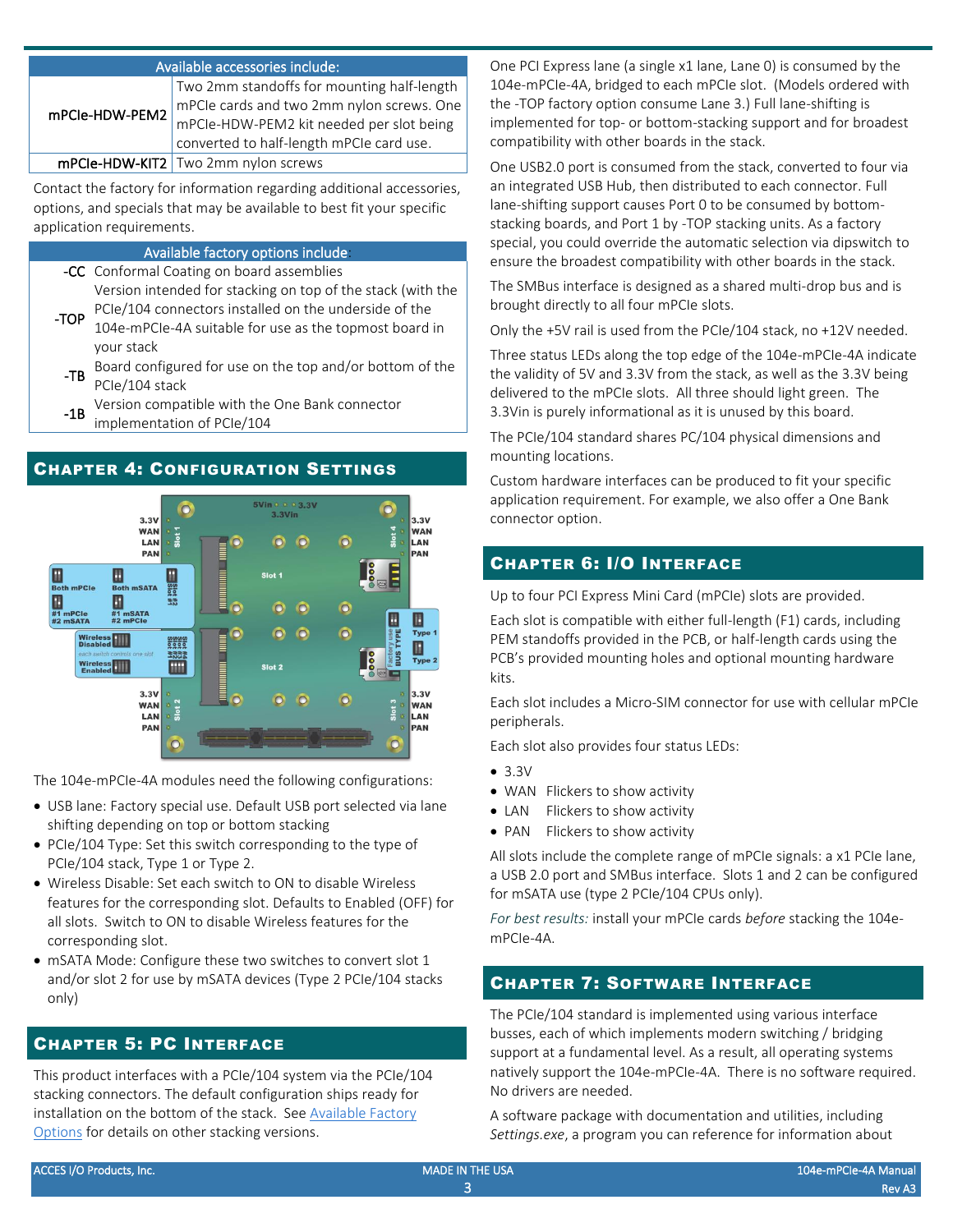| Available accessories include: | |
|---|---|
| mPCIe-HDW-PEM2 | Two 2mm standoffs for mounting half-length mPCIe cards and two 2mm nylon screws. One mPCIe-HDW-PEM2 kit needed per slot being converted to half-length mPCIe card use. |
| mPCIe-HDW-KIT2 | Two 2mm nylon screws |

Contact the factory for information regarding additional accessories, options, and specials that may be available to best fit your specific application requirements.

| Available factory options include: | |
|---|---|
| -CC | Conformal Coating on board assemblies |
| -TOP | Version intended for stacking on top of the stack (with the PCIe/104 connectors installed on the underside of the 104e-mPCIe-4A suitable for use as the topmost board in your stack |
| -TB | Board configured for use on the top and/or bottom of the PCIe/104 stack |
| -1B | Version compatible with the One Bank connector implementation of PCIe/104 |

## Chapter 4: Configuration Settings

The 104e-mPCIe-4A modules need the following configurations:

- USB lane: Factory special use. Default USB port selected via lane shifting depending on top or bottom stacking
- PCIe/104 Type: Set this switch corresponding to the type of PCIe/104 stack, Type 1 or Type 2.
- Wireless Disable: Set each switch to ON to disable Wireless features for the corresponding slot. Defaults to Enabled (OFF) for all slots. Switch to ON to disable Wireless features for the corresponding slot.
- mSATA Mode: Configure these two switches to convert slot 1 and/or slot 2 for use by mSATA devices (Type 2 PCIe/104 stacks only)

## Chapter 5: PC Interface

This product interfaces with a PCIe/104 system via the PCIe/104 stacking connectors. The default configuration ships ready for installation on the bottom of the stack. See Available Factory Options for details on other stacking versions.

One PCI Express lane (a single x1 lane, Lane 0) is consumed by the 104e-mPCIe-4A, bridged to each mPCIe slot. (Models ordered with the -TOP factory option consume Lane 3.) Full lane-shifting is implemented for top- or bottom-stacking support and for broadest compatibility with other boards in the stack.

One USB2.0 port is consumed from the stack, converted to four via an integrated USB Hub, then distributed to each connector. Full lane-shifting support causes Port 0 to be consumed by bottom-stacking boards, and Port 1 by -TOP stacking units. As a factory special, you could override the automatic selection via dipswitch to ensure the broadest compatibility with other boards in the stack.

The SMBus interface is designed as a shared multi-drop bus and is brought directly to all four mPCIe slots.

Only the +5V rail is used from the PCIe/104 stack, no +12V needed.

Three status LEDs along the top edge of the 104e-mPCIe-4A indicate the validity of 5V and 3.3V from the stack, as well as the 3.3V being delivered to the mPCIe slots. All three should light green. The 3.3Vin is purely informational as it is unused by this board.

The PCIe/104 standard shares PC/104 physical dimensions and mounting locations.

Custom hardware interfaces can be produced to fit your specific application requirement. For example, we also offer a One Bank connector option.

## Chapter 6: I/O Interface

Up to four PCI Express Mini Card (mPCIe) slots are provided.

Each slot is compatible with either full-length (F1) cards, including PEM standoffs provided in the PCB, or half-length cards using the PCB's provided mounting holes and optional mounting hardware kits.

Each slot includes a Micro-SIM connector for use with cellular mPCIe peripherals.

Each slot also provides four status LEDs:

- 3.3V
- WAN Flickers to show activity
- LAN Flickers to show activity
- PAN Flickers to show activity

All slots include the complete range of mPCIe signals: a x1 PCIe lane, a USB 2.0 port and SMBus interface. Slots 1 and 2 can be configured for mSATA use (type 2 PCIe/104 CPUs only).

*For best results:* install your mPCIe cards *before* stacking the 104e-mPCIe-4A.

## Chapter 7: Software Interface

The PCIe/104 standard is implemented using various interface busses, each of which implements modern switching / bridging support at a fundamental level. As a result, all operating systems natively support the 104e-mPCIe-4A. There is no software required. No drivers are needed.

A software package with documentation and utilities, including *Settings.exe*, a program you can reference for information about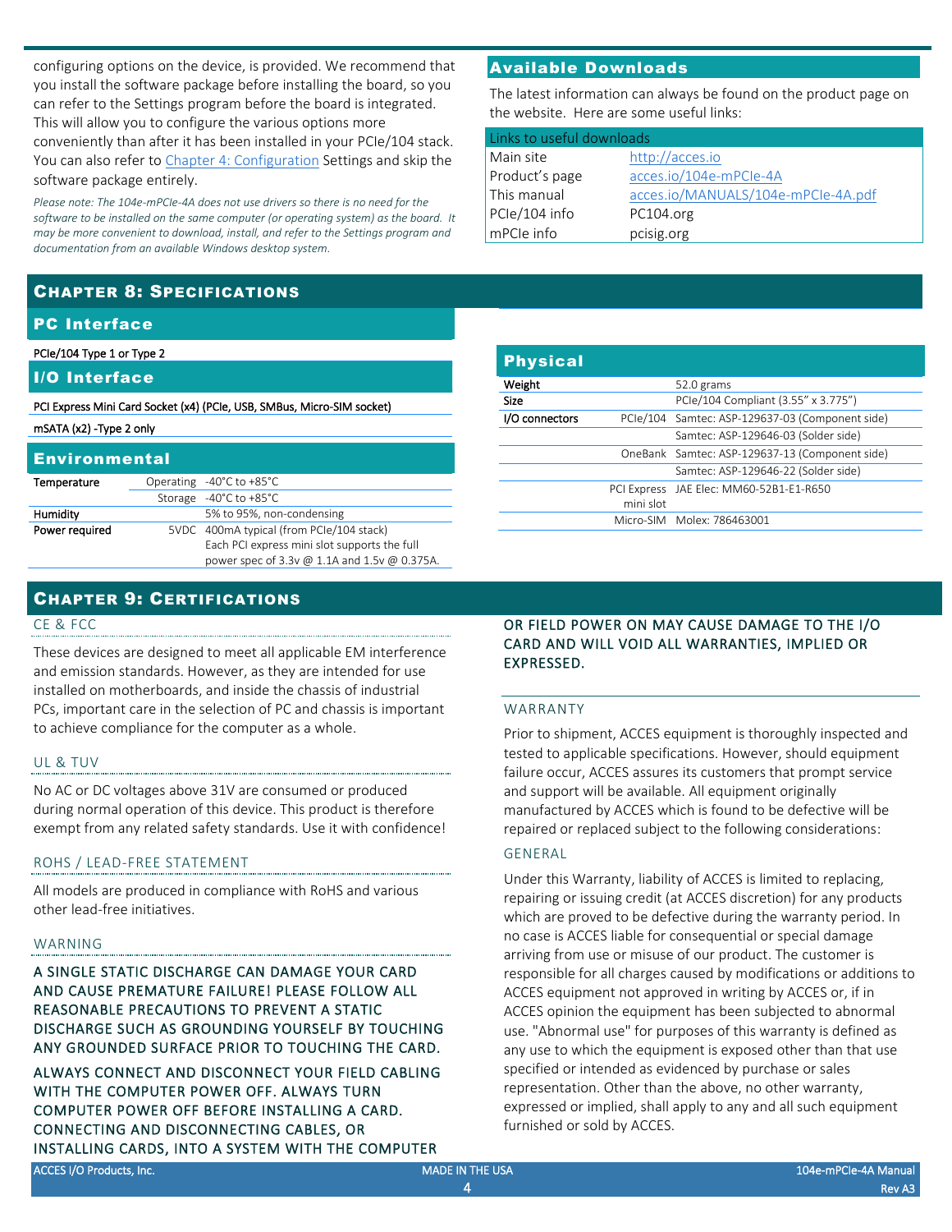configuring options on the device, is provided. We recommend that you install the software package before installing the board, so you can refer to the Settings program before the board is integrated. This will allow you to configure the various options more conveniently than after it has been installed in your PCIe/104 stack. You can also refer to Chapter 4: Configuration Settings and skip the software package entirely.

*Please note: The 104e-mPCIe-4A does not use drivers so there is no need for the software to be installed on the same computer (or operating system) as the board. It may be more convenient to download, install, and refer to the Settings program and documentation from an available Windows desktop system.*

## Available Downloads

The latest information can always be found on the product page on the website. Here are some useful links:

| Links to useful downloads | |
|---|---|
| Main site | http://acces.io |
| Product's page | acces.io/104e-mPCIe-4A |
| This manual | acces.io/MANUALS/104e-mPCIe-4A.pdf |
| PCIe/104 info | PC104.org |
| mPCIe info | pcisig.org |

# Chapter 8: Specifications

## PC Interface

PCIe/104 Type 1 or Type 2

## I/O Interface

PCI Express Mini Card Socket (x4) (PCIe, USB, SMBus, Micro-SIM socket)

mSATA (x2) -Type 2 only

## Environmental

| | | |
|---|---|---|
| **Temperature** | Operating | -40°C to +85°C |
| | Storage | -40°C to +85°C |
| **Humidity** | | 5% to 95%, non-condensing |
| **Power required** | 5VDC | 400mA typical (from PCIe/104 stack)<br>Each PCI express mini slot supports the full power spec of 3.3v @ 1.1A and 1.5v @ 0.375A. |

## Physical

| | | |
|---|---|---|
| **Weight** | | 52.0 grams |
| **Size** | | PCIe/104 Compliant (3.55" x 3.775") |
| **I/O connectors** | PCIe/104 | Samtec: ASP-129637-03 (Component side) |
| | | Samtec: ASP-129646-03 (Solder side) |
| | OneBank | Samtec: ASP-129637-13 (Component side) |
| | | Samtec: ASP-129646-22 (Solder side) |
| | PCI Express mini slot | JAE Elec: MM60-52B1-E1-R650 |
| | Micro-SIM | Molex: 786463001 |

# Chapter 9: Certifications

### CE & FCC

These devices are designed to meet all applicable EM interference and emission standards. However, as they are intended for use installed on motherboards, and inside the chassis of industrial PCs, important care in the selection of PC and chassis is important to achieve compliance for the computer as a whole.

### UL & TUV

No AC or DC voltages above 31V are consumed or produced during normal operation of this device. This product is therefore exempt from any related safety standards. Use it with confidence!

### ROHS / LEAD-FREE STATEMENT

All models are produced in compliance with RoHS and various other lead-free initiatives.

### WARNING

A SINGLE STATIC DISCHARGE CAN DAMAGE YOUR CARD AND CAUSE PREMATURE FAILURE! PLEASE FOLLOW ALL REASONABLE PRECAUTIONS TO PREVENT A STATIC DISCHARGE SUCH AS GROUNDING YOURSELF BY TOUCHING ANY GROUNDED SURFACE PRIOR TO TOUCHING THE CARD.

ALWAYS CONNECT AND DISCONNECT YOUR FIELD CABLING WITH THE COMPUTER POWER OFF. ALWAYS TURN COMPUTER POWER OFF BEFORE INSTALLING A CARD. CONNECTING AND DISCONNECTING CABLES, OR INSTALLING CARDS, INTO A SYSTEM WITH THE COMPUTER OR FIELD POWER ON MAY CAUSE DAMAGE TO THE I/O CARD AND WILL VOID ALL WARRANTIES, IMPLIED OR EXPRESSED.

### WARRANTY

Prior to shipment, ACCES equipment is thoroughly inspected and tested to applicable specifications. However, should equipment failure occur, ACCES assures its customers that prompt service and support will be available. All equipment originally manufactured by ACCES which is found to be defective will be repaired or replaced subject to the following considerations:

### GENERAL

Under this Warranty, liability of ACCES is limited to replacing, repairing or issuing credit (at ACCES discretion) for any products which are proved to be defective during the warranty period. In no case is ACCES liable for consequential or special damage arriving from use or misuse of our product. The customer is responsible for all charges caused by modifications or additions to ACCES equipment not approved in writing by ACCES or, if in ACCES opinion the equipment has been subjected to abnormal use. "Abnormal use" for purposes of this warranty is defined as any use to which the equipment is exposed other than that use specified or intended as evidenced by purchase or sales representation. Other than the above, no other warranty, expressed or implied, shall apply to any and all such equipment furnished or sold by ACCES.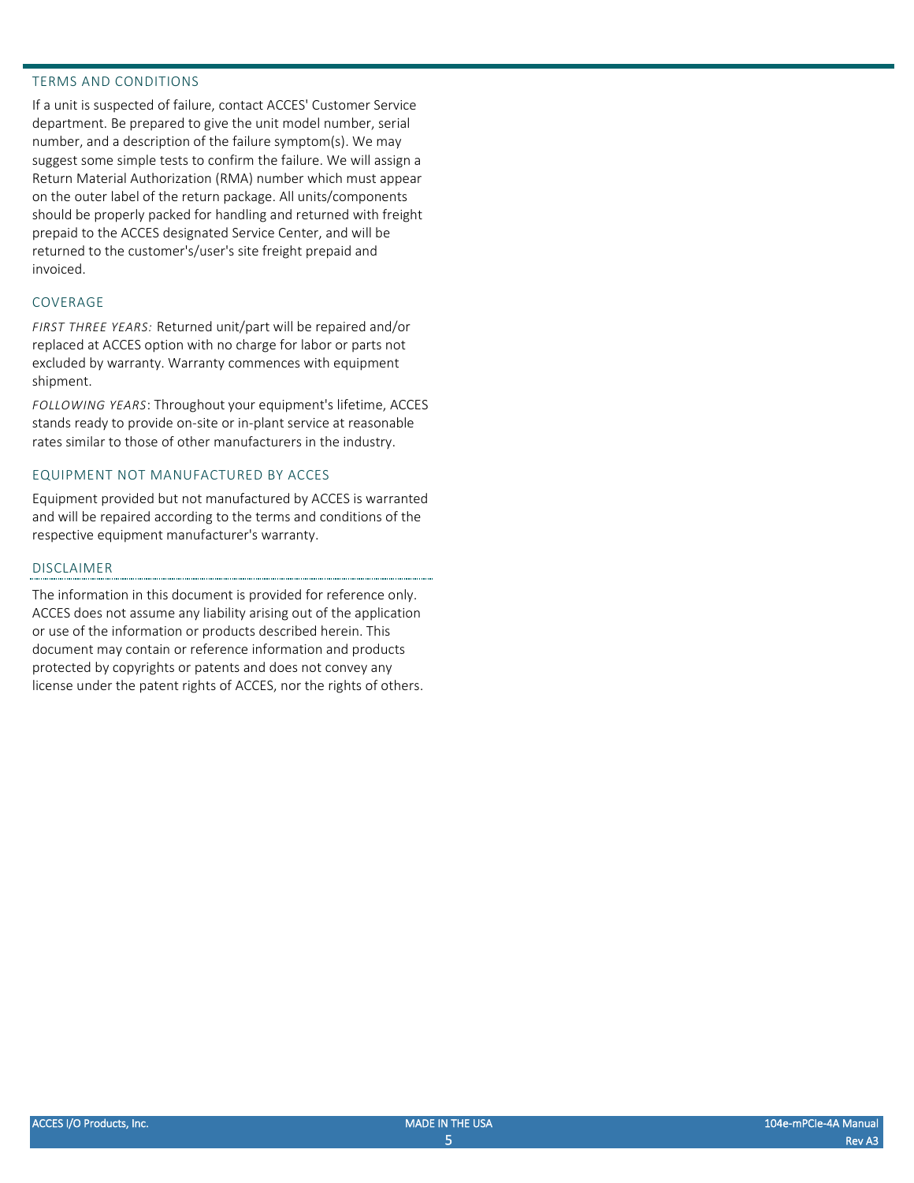## TERMS AND CONDITIONS

If a unit is suspected of failure, contact ACCES' Customer Service department. Be prepared to give the unit model number, serial number, and a description of the failure symptom(s). We may suggest some simple tests to confirm the failure. We will assign a Return Material Authorization (RMA) number which must appear on the outer label of the return package. All units/components should be properly packed for handling and returned with freight prepaid to the ACCES designated Service Center, and will be returned to the customer's/user's site freight prepaid and invoiced.

## COVERAGE

*FIRST THREE YEARS:* Returned unit/part will be repaired and/or replaced at ACCES option with no charge for labor or parts not excluded by warranty. Warranty commences with equipment shipment.

*FOLLOWING YEARS*: Throughout your equipment's lifetime, ACCES stands ready to provide on-site or in-plant service at reasonable rates similar to those of other manufacturers in the industry.

## EQUIPMENT NOT MANUFACTURED BY ACCES

Equipment provided but not manufactured by ACCES is warranted and will be repaired according to the terms and conditions of the respective equipment manufacturer's warranty.

## DISCLAIMER

The information in this document is provided for reference only. ACCES does not assume any liability arising out of the application or use of the information or products described herein. This document may contain or reference information and products protected by copyrights or patents and does not convey any license under the patent rights of ACCES, nor the rights of others.